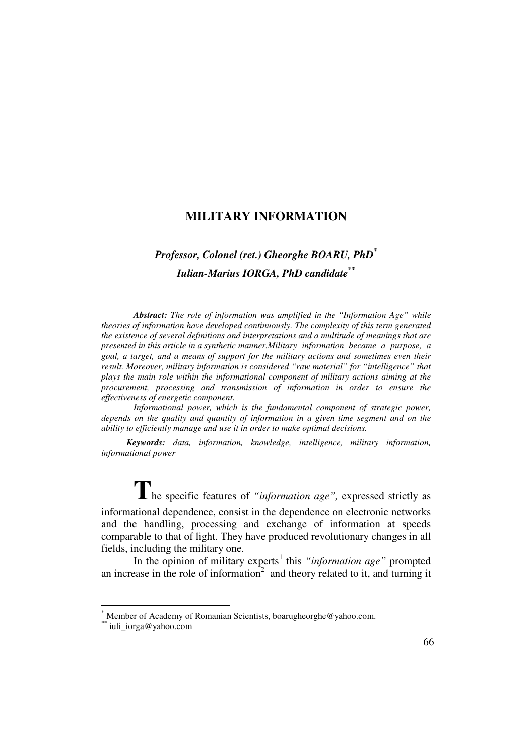# MILITARY INFORMATION

***Professor, Colonel (ret.) Gheorghe BOARU, PhD*** [*]

***Iulian-Marius IORGA, PhD candidate*** [**]

***Abstract:*** *The role of information was amplified in the "Information Age" while theories of information have developed continuously. The complexity of this term generated the existence of several definitions and interpretations and a multitude of meanings that are presented in this article in a synthetic manner.Military information became a purpose, a goal, a target, and a means of support for the military actions and sometimes even their result. Moreover, military information is considered "raw material" for "intelligence" that plays the main role within the informational component of military actions aiming at the procurement, processing and transmission of information in order to ensure the effectiveness of energetic component.*

*Informational power, which is the fundamental component of strategic power, depends on the quality and quantity of information in a given time segment and on the ability to efficiently manage and use it in order to make optimal decisions.*

***Keywords:*** *data, information, knowledge, intelligence, military information, informational power*

The specific features of *"information age",* expressed strictly as informational dependence, consist in the dependence on electronic networks and the handling, processing and exchange of information at speeds comparable to that of light. They have produced revolutionary changes in all fields, including the military one.

In the opinion of military experts[1] this *"information age"* prompted an increase in the role of information[2] and theory related to it, and turning it

---

[*] Member of Academy of Romanian Scientists, boarugheorghe@yahoo.com.

[**] iuli_iorga@yahoo.com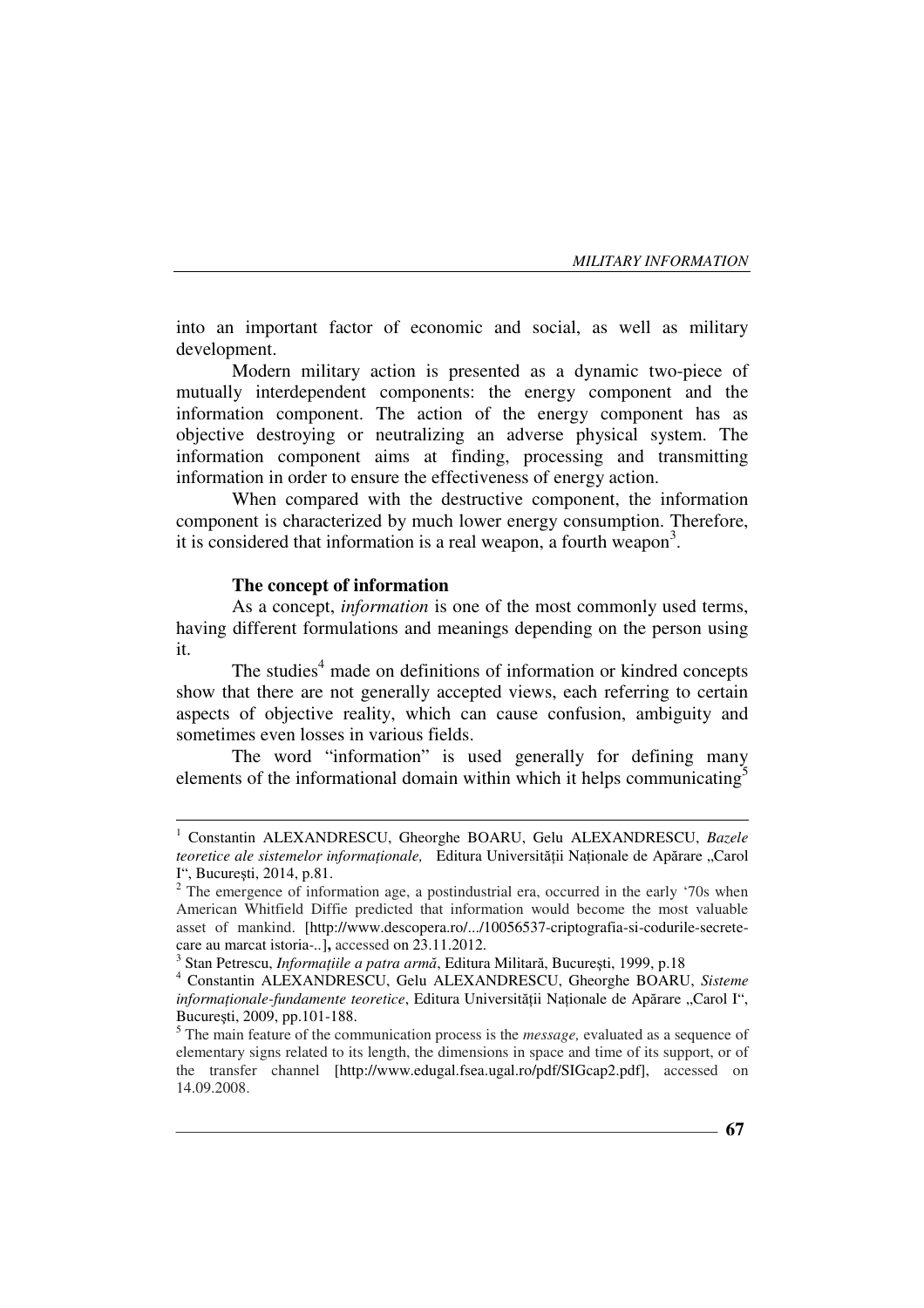into an important factor of economic and social, as well as military development.

Modern military action is presented as a dynamic two-piece of mutually interdependent components: the energy component and the information component. The action of the energy component has as objective destroying or neutralizing an adverse physical system. The information component aims at finding, processing and transmitting information in order to ensure the effectiveness of energy action.

When compared with the destructive component, the information component is characterized by much lower energy consumption. Therefore, it is considered that information is a real weapon, a fourth weapon[3].

**The concept of information**

As a concept, *information* is one of the most commonly used terms, having different formulations and meanings depending on the person using it.

The studies[4] made on definitions of information or kindred concepts show that there are not generally accepted views, each referring to certain aspects of objective reality, which can cause confusion, ambiguity and sometimes even losses in various fields.

The word "information" is used generally for defining many elements of the informational domain within which it helps communicating[5]

---

[1] Constantin ALEXANDRESCU, Gheorghe BOARU, Gelu ALEXANDRESCU, *Bazele teoretice ale sistemelor informaționale,* Editura Universității Naționale de Apărare „Carol I", București, 2014, p.81.

[2] The emergence of information age, a postindustrial era, occurred in the early '70s when American Whitfield Diffie predicted that information would become the most valuable asset of mankind. [http://www.descopera.ro/.../10056537-criptografia-si-codurile-secrete-care au marcat istoria-..]**,** accessed on 23.11.2012.

[3] Stan Petrescu, *Informațiile a patra armă*, Editura Militară, București, 1999, p.18

[4] Constantin ALEXANDRESCU, Gelu ALEXANDRESCU, Gheorghe BOARU, *Sisteme informaționale-fundamente teoretice*, Editura Universității Naționale de Apărare „Carol I", București, 2009, pp.101-188.

[5] The main feature of the communication process is the *message,* evaluated as a sequence of elementary signs related to its length, the dimensions in space and time of its support, or of the transfer channel [http://www.edugal.fsea.ugal.ro/pdf/SIGcap2.pdf], accessed on 14.09.2008.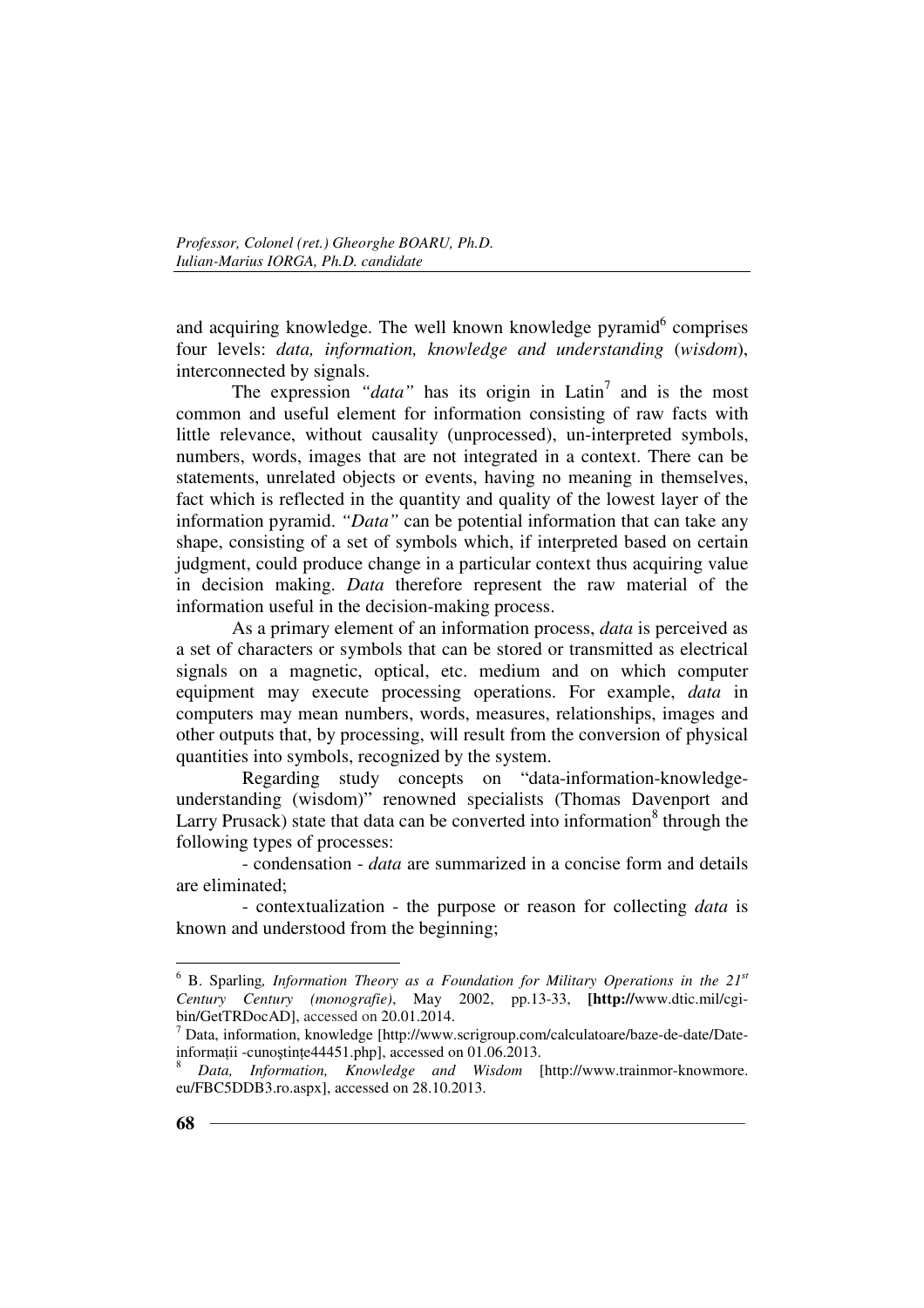and acquiring knowledge. The well known knowledge pyramid[6] comprises four levels: *data, information, knowledge and understanding* (*wisdom*), interconnected by signals.

The expression *"data"* has its origin in Latin[7] and is the most common and useful element for information consisting of raw facts with little relevance, without causality (unprocessed), un-interpreted symbols, numbers, words, images that are not integrated in a context. There can be statements, unrelated objects or events, having no meaning in themselves, fact which is reflected in the quantity and quality of the lowest layer of the information pyramid. *"Data"* can be potential information that can take any shape, consisting of a set of symbols which, if interpreted based on certain judgment, could produce change in a particular context thus acquiring value in decision making. *Data* therefore represent the raw material of the information useful in the decision-making process.

As a primary element of an information process, *data* is perceived as a set of characters or symbols that can be stored or transmitted as electrical signals on a magnetic, optical, etc. medium and on which computer equipment may execute processing operations. For example, *data* in computers may mean numbers, words, measures, relationships, images and other outputs that, by processing, will result from the conversion of physical quantities into symbols, recognized by the system.

Regarding study concepts on "data-information-knowledge-understanding (wisdom)" renowned specialists (Thomas Davenport and Larry Prusack) state that data can be converted into information[8] through the following types of processes:

- condensation - *data* are summarized in a concise form and details are eliminated;
- contextualization - the purpose or reason for collecting *data* is known and understood from the beginning;

---

[6] B. Sparling*, Information Theory as a Foundation for Military Operations in the 21st Century Century (monografie)*, May 2002, pp.13-33, **[http://**www.dtic.mil/cgi-bin/GetTRDocAD], accessed on 20.01.2014.

[7] Data, information, knowledge [http://www.scrigroup.com/calculatoare/baze-de-date/Date-informații -cunoștințe44451.php], accessed on 01.06.2013.

[8] *Data, Information, Knowledge and Wisdom* [http://www.trainmor-knowmore.eu/FBC5DDB3.ro.aspx], accessed on 28.10.2013.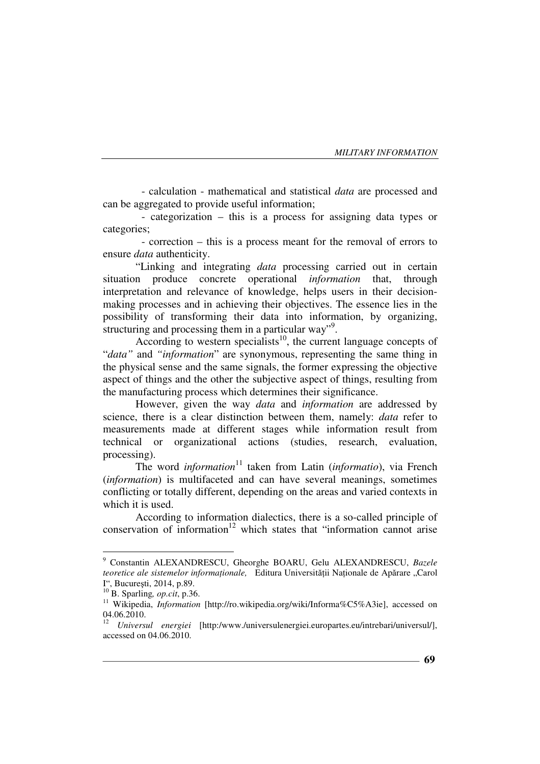- calculation - mathematical and statistical *data* are processed and can be aggregated to provide useful information;

- categorization – this is a process for assigning data types or categories;

- correction – this is a process meant for the removal of errors to ensure *data* authenticity.

"Linking and integrating *data* processing carried out in certain situation produce concrete operational *information* that, through interpretation and relevance of knowledge, helps users in their decision-making processes and in achieving their objectives. The essence lies in the possibility of transforming their data into information, by organizing, structuring and processing them in a particular way"[9].

According to western specialists[10], the current language concepts of "*data"* and *"information*" are synonymous, representing the same thing in the physical sense and the same signals, the former expressing the objective aspect of things and the other the subjective aspect of things, resulting from the manufacturing process which determines their significance.

However, given the way *data* and *information* are addressed by science, there is a clear distinction between them, namely: *data* refer to measurements made at different stages while information result from technical or organizational actions (studies, research, evaluation, processing).

The word *information*[11] taken from Latin (*informatio*), via French (*information*) is multifaceted and can have several meanings, sometimes conflicting or totally different, depending on the areas and varied contexts in which it is used.

According to information dialectics, there is a so-called principle of conservation of information[12] which states that "information cannot arise

---

[9] Constantin ALEXANDRESCU, Gheorghe BOARU, Gelu ALEXANDRESCU, *Bazele teoretice ale sistemelor informaționale,* Editura Universității Naționale de Apărare „Carol I", București, 2014, p.89.

[10] B. Sparling*, op.cit*, p.36.

[11] Wikipedia, *Information* [http://ro.wikipedia.org/wiki/Informa%C5%A3ie], accessed on 04.06.2010.

[12] *Universul energiei* [http:/www./universulenergiei.europartes.eu/intrebari/universul/], accessed on 04.06.2010.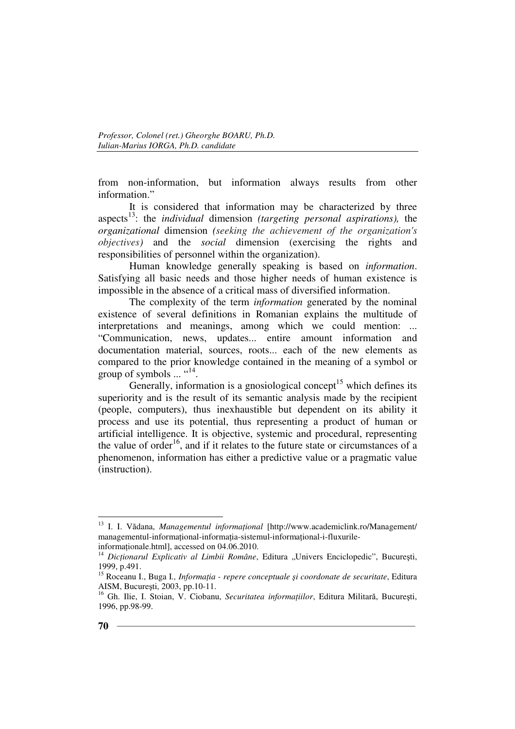from non-information, but information always results from other information."

It is considered that information may be characterized by three aspects[13]: the *individual* dimension *(targeting personal aspirations),* the *organizational* dimension *(seeking the achievement of the organization's objectives)* and the *social* dimension (exercising the rights and responsibilities of personnel within the organization).

Human knowledge generally speaking is based on *information*. Satisfying all basic needs and those higher needs of human existence is impossible in the absence of a critical mass of diversified information.

The complexity of the term *information* generated by the nominal existence of several definitions in Romanian explains the multitude of interpretations and meanings, among which we could mention: ... "Communication, news, updates... entire amount information and documentation material, sources, roots... each of the new elements as compared to the prior knowledge contained in the meaning of a symbol or group of symbols ... "[14].

Generally, information is a gnosiological concept[15] which defines its superiority and is the result of its semantic analysis made by the recipient (people, computers), thus inexhaustible but dependent on its ability it process and use its potential, thus representing a product of human or artificial intelligence. It is objective, systemic and procedural, representing the value of order[16], and if it relates to the future state or circumstances of a phenomenon, information has either a predictive value or a pragmatic value (instruction).

---

[13] I. I. Vădana, *Managementul informațional* [http://www.academiclink.ro/Management/managementul-informațional-informația-sistemul-informațional-i-fluxurile-informaționale.html], accessed on 04.06.2010.

[14] *Dicționarul Explicativ al Limbii Române*, Editura „Univers Enciclopedic", București, 1999, p.491.

[15] Roceanu I., Buga I., *Informația - repere conceptuale și coordonate de securitate*, Editura AISM, București, 2003, pp.10-11.

[16] Gh. Ilie, I. Stoian, V. Ciobanu, *Securitatea informațiilor*, Editura Militară, București, 1996, pp.98-99.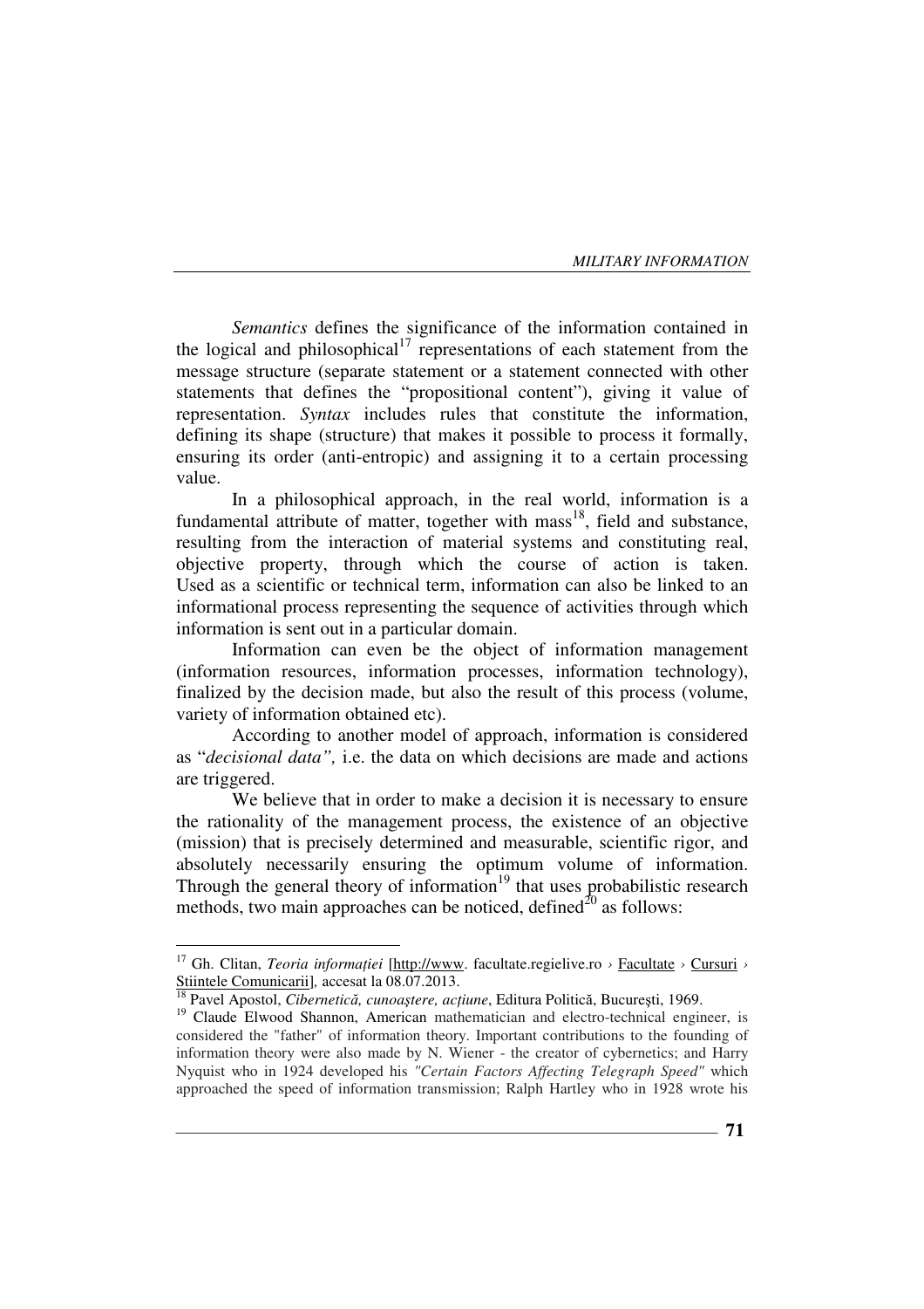*Semantics* defines the significance of the information contained in the logical and philosophical[17] representations of each statement from the message structure (separate statement or a statement connected with other statements that defines the "propositional content"), giving it value of representation. *Syntax* includes rules that constitute the information, defining its shape (structure) that makes it possible to process it formally, ensuring its order (anti-entropic) and assigning it to a certain processing value.

In a philosophical approach, in the real world, information is a fundamental attribute of matter, together with mass[18], field and substance, resulting from the interaction of material systems and constituting real, objective property, through which the course of action is taken. Used as a scientific or technical term, information can also be linked to an informational process representing the sequence of activities through which information is sent out in a particular domain.

Information can even be the object of information management (information resources, information processes, information technology), finalized by the decision made, but also the result of this process (volume, variety of information obtained etc).

According to another model of approach, information is considered as "*decisional data",* i.e. the data on which decisions are made and actions are triggered.

We believe that in order to make a decision it is necessary to ensure the rationality of the management process, the existence of an objective (mission) that is precisely determined and measurable, scientific rigor, and absolutely necessarily ensuring the optimum volume of information. Through the general theory of information[19] that uses probabilistic research methods, two main approaches can be noticed, defined[20] as follows:

---

[17] Gh. Clitan, *Teoria informației* [http://www. facultate.regielive.ro › Facultate › Cursuri › Stiintele Comunicarii], accesat la 08.07.2013.

[18] Pavel Apostol, *Cibernetică, cunoaștere, acțiune*, Editura Politică, București, 1969.

[19] Claude Elwood Shannon, American mathematician and electro-technical engineer, is considered the "father" of information theory. Important contributions to the founding of information theory were also made by N. Wiener - the creator of cybernetics; and Harry Nyquist who in 1924 developed his *"Certain Factors Affecting Telegraph Speed"* which approached the speed of information transmission; Ralph Hartley who in 1928 wrote his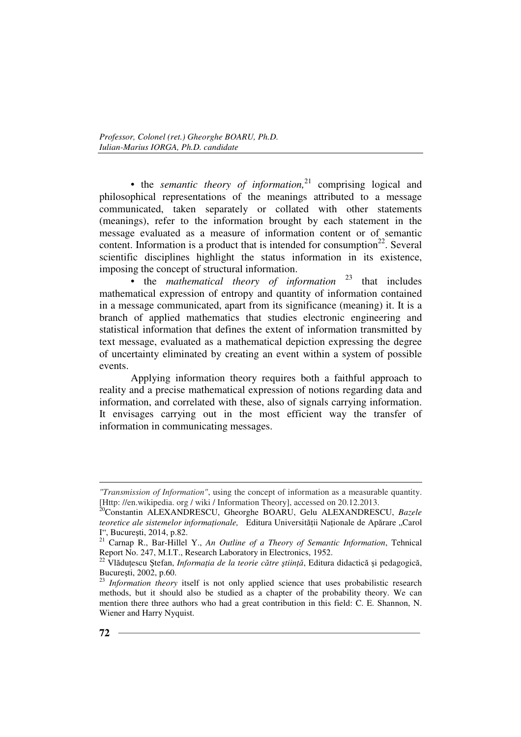• the *semantic theory of information,*[21] comprising logical and philosophical representations of the meanings attributed to a message communicated, taken separately or collated with other statements (meanings), refer to the information brought by each statement in the message evaluated as a measure of information content or of semantic content. Information is a product that is intended for consumption[22]. Several scientific disciplines highlight the status information in its existence, imposing the concept of structural information.

• the *mathematical theory of information* [23] that includes mathematical expression of entropy and quantity of information contained in a message communicated, apart from its significance (meaning) it. It is a branch of applied mathematics that studies electronic engineering and statistical information that defines the extent of information transmitted by text message, evaluated as a mathematical depiction expressing the degree of uncertainty eliminated by creating an event within a system of possible events.

Applying information theory requires both a faithful approach to reality and a precise mathematical expression of notions regarding data and information, and correlated with these, also of signals carrying information. It envisages carrying out in the most efficient way the transfer of information in communicating messages.

---

*"Transmission of Information"*, using the concept of information as a measurable quantity. [Http: //en.wikipedia. org / wiki / Information Theory], accessed on 20.12.2013.

[20] Constantin ALEXANDRESCU, Gheorghe BOARU, Gelu ALEXANDRESCU, *Bazele teoretice ale sistemelor informaționale,* Editura Universității Naționale de Apărare „Carol I", București, 2014, p.82.

[21] Carnap R., Bar-Hillel Y., *An Outline of a Theory of Semantic Information*, Tehnical Report No. 247, M.I.T., Research Laboratory in Electronics, 1952.

[22] Vlăduțescu Ștefan, *Informația de la teorie către știință*, Editura didactică și pedagogică, București, 2002, p.60.

[23] *Information theory* itself is not only applied science that uses probabilistic research methods, but it should also be studied as a chapter of the probability theory. We can mention there three authors who had a great contribution in this field: C. E. Shannon, N. Wiener and Harry Nyquist.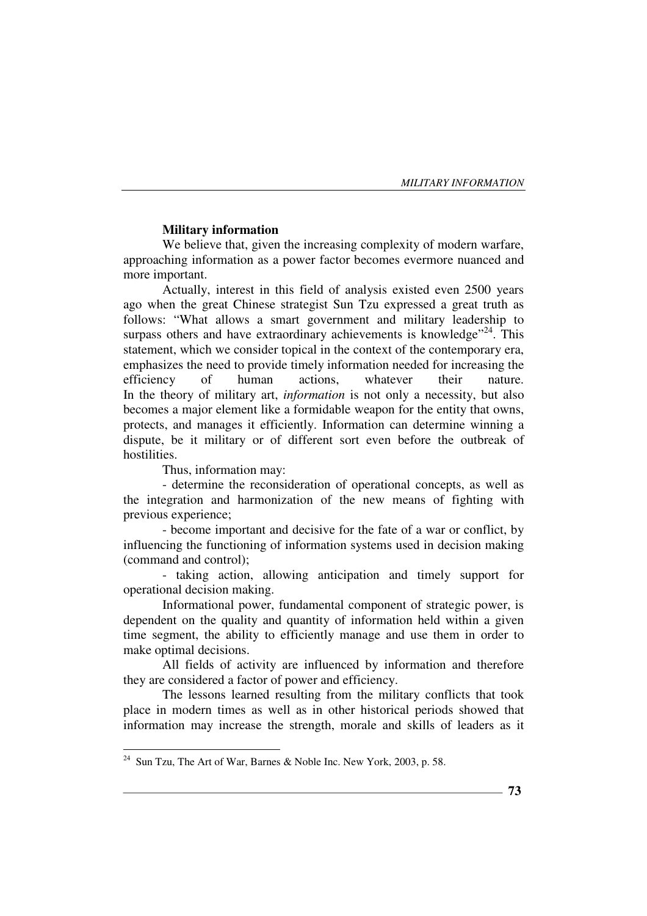**Military information**

We believe that, given the increasing complexity of modern warfare, approaching information as a power factor becomes evermore nuanced and more important.

Actually, interest in this field of analysis existed even 2500 years ago when the great Chinese strategist Sun Tzu expressed a great truth as follows: "What allows a smart government and military leadership to surpass others and have extraordinary achievements is knowledge"[24]. This statement, which we consider topical in the context of the contemporary era, emphasizes the need to provide timely information needed for increasing the efficiency of human actions, whatever their nature. In the theory of military art, *information* is not only a necessity, but also becomes a major element like a formidable weapon for the entity that owns, protects, and manages it efficiently. Information can determine winning a dispute, be it military or of different sort even before the outbreak of hostilities.

Thus, information may:

- determine the reconsideration of operational concepts, as well as the integration and harmonization of the new means of fighting with previous experience;
- become important and decisive for the fate of a war or conflict, by influencing the functioning of information systems used in decision making (command and control);
- taking action, allowing anticipation and timely support for operational decision making.

Informational power, fundamental component of strategic power, is dependent on the quality and quantity of information held within a given time segment, the ability to efficiently manage and use them in order to make optimal decisions.

All fields of activity are influenced by information and therefore they are considered a factor of power and efficiency.

The lessons learned resulting from the military conflicts that took place in modern times as well as in other historical periods showed that information may increase the strength, morale and skills of leaders as it

[24] Sun Tzu, The Art of War, Barnes & Noble Inc. New York, 2003, p. 58.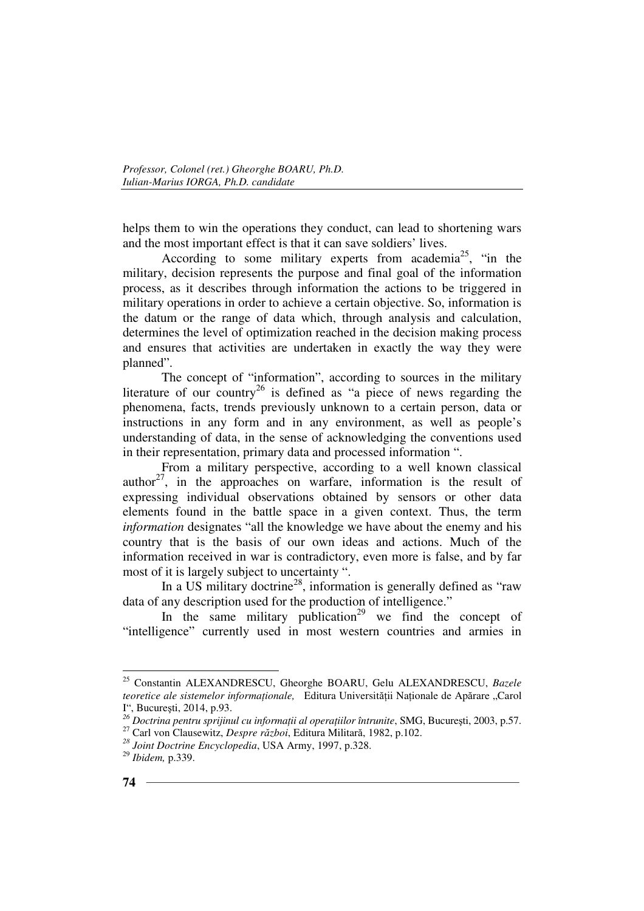helps them to win the operations they conduct, can lead to shortening wars and the most important effect is that it can save soldiers' lives.

According to some military experts from academia[25], "in the military, decision represents the purpose and final goal of the information process, as it describes through information the actions to be triggered in military operations in order to achieve a certain objective. So, information is the datum or the range of data which, through analysis and calculation, determines the level of optimization reached in the decision making process and ensures that activities are undertaken in exactly the way they were planned".

The concept of "information", according to sources in the military literature of our country[26] is defined as "a piece of news regarding the phenomena, facts, trends previously unknown to a certain person, data or instructions in any form and in any environment, as well as people's understanding of data, in the sense of acknowledging the conventions used in their representation, primary data and processed information ".

From a military perspective, according to a well known classical author[27], in the approaches on warfare, information is the result of expressing individual observations obtained by sensors or other data elements found in the battle space in a given context. Thus, the term *information* designates "all the knowledge we have about the enemy and his country that is the basis of our own ideas and actions. Much of the information received in war is contradictory, even more is false, and by far most of it is largely subject to uncertainty ".

In a US military doctrine[28], information is generally defined as "raw data of any description used for the production of intelligence."

In the same military publication[29] we find the concept of "intelligence" currently used in most western countries and armies in

---

[25] Constantin ALEXANDRESCU, Gheorghe BOARU, Gelu ALEXANDRESCU, *Bazele teoretice ale sistemelor informaționale,* Editura Universității Naționale de Apărare „Carol I", București, 2014, p.93.

[26] *Doctrina pentru sprijinul cu informații al operațiilor întrunite*, SMG, București, 2003, p.57.

[27] Carl von Clausewitz, *Despre război*, Editura Militară, 1982, p.102.

[28] *Joint Doctrine Encyclopedia*, USA Army, 1997, p.328.

[29] *Ibidem,* p.339.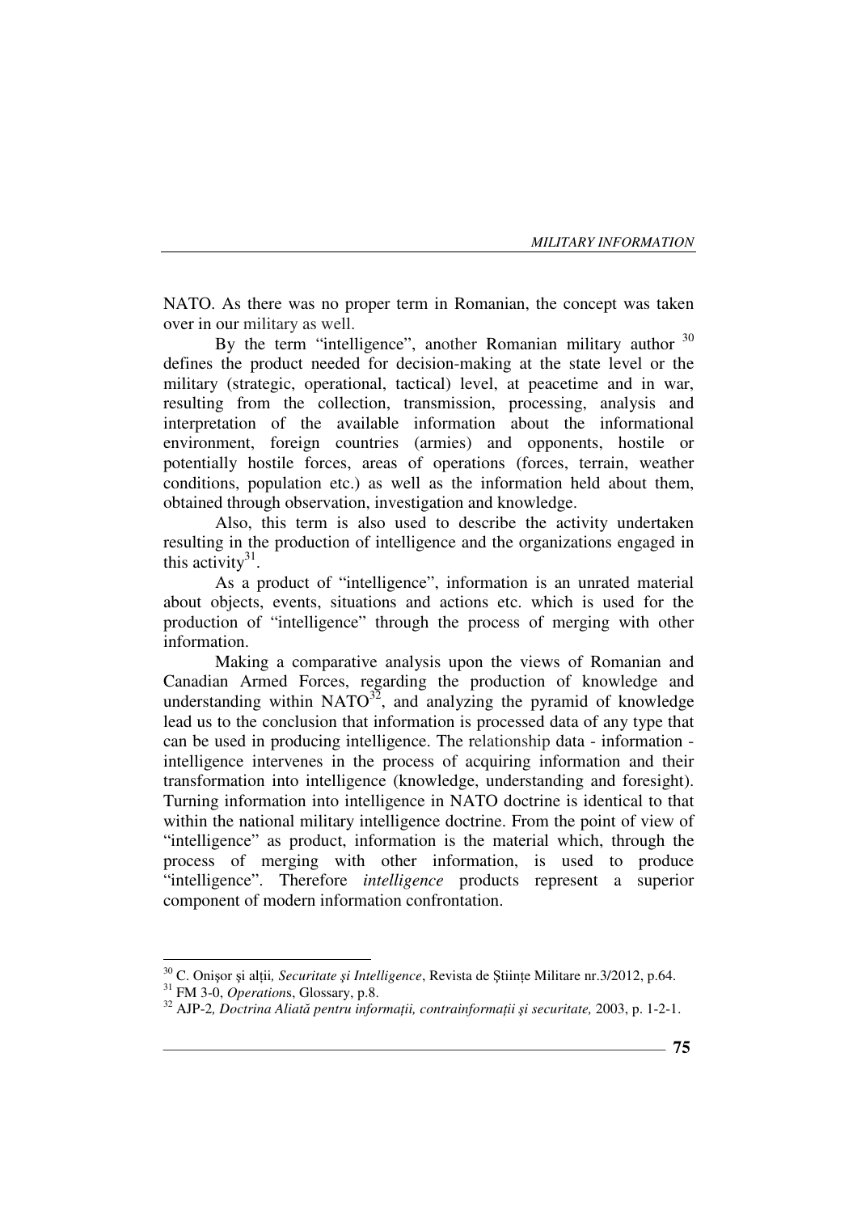NATO. As there was no proper term in Romanian, the concept was taken over in our military as well.

By the term "intelligence", another Romanian military author [30] defines the product needed for decision-making at the state level or the military (strategic, operational, tactical) level, at peacetime and in war, resulting from the collection, transmission, processing, analysis and interpretation of the available information about the informational environment, foreign countries (armies) and opponents, hostile or potentially hostile forces, areas of operations (forces, terrain, weather conditions, population etc.) as well as the information held about them, obtained through observation, investigation and knowledge.

Also, this term is also used to describe the activity undertaken resulting in the production of intelligence and the organizations engaged in this activity[31].

As a product of "intelligence", information is an unrated material about objects, events, situations and actions etc. which is used for the production of "intelligence" through the process of merging with other information.

Making a comparative analysis upon the views of Romanian and Canadian Armed Forces, regarding the production of knowledge and understanding within NATO[32], and analyzing the pyramid of knowledge lead us to the conclusion that information is processed data of any type that can be used in producing intelligence. The relationship data - information - intelligence intervenes in the process of acquiring information and their transformation into intelligence (knowledge, understanding and foresight). Turning information into intelligence in NATO doctrine is identical to that within the national military intelligence doctrine. From the point of view of "intelligence" as product, information is the material which, through the process of merging with other information, is used to produce "intelligence". Therefore *intelligence* products represent a superior component of modern information confrontation.

---

[30] C. Onişor şi alţii, *Securitate şi Intelligence*, Revista de Ştiinţe Militare nr.3/2012, p.64.

[31] FM 3-0, *Operation*s, Glossary, p.8.

[32] AJP-2, *Doctrina Aliată pentru informaţii, contrainformaţii şi securitate,* 2003, p. 1-2-1.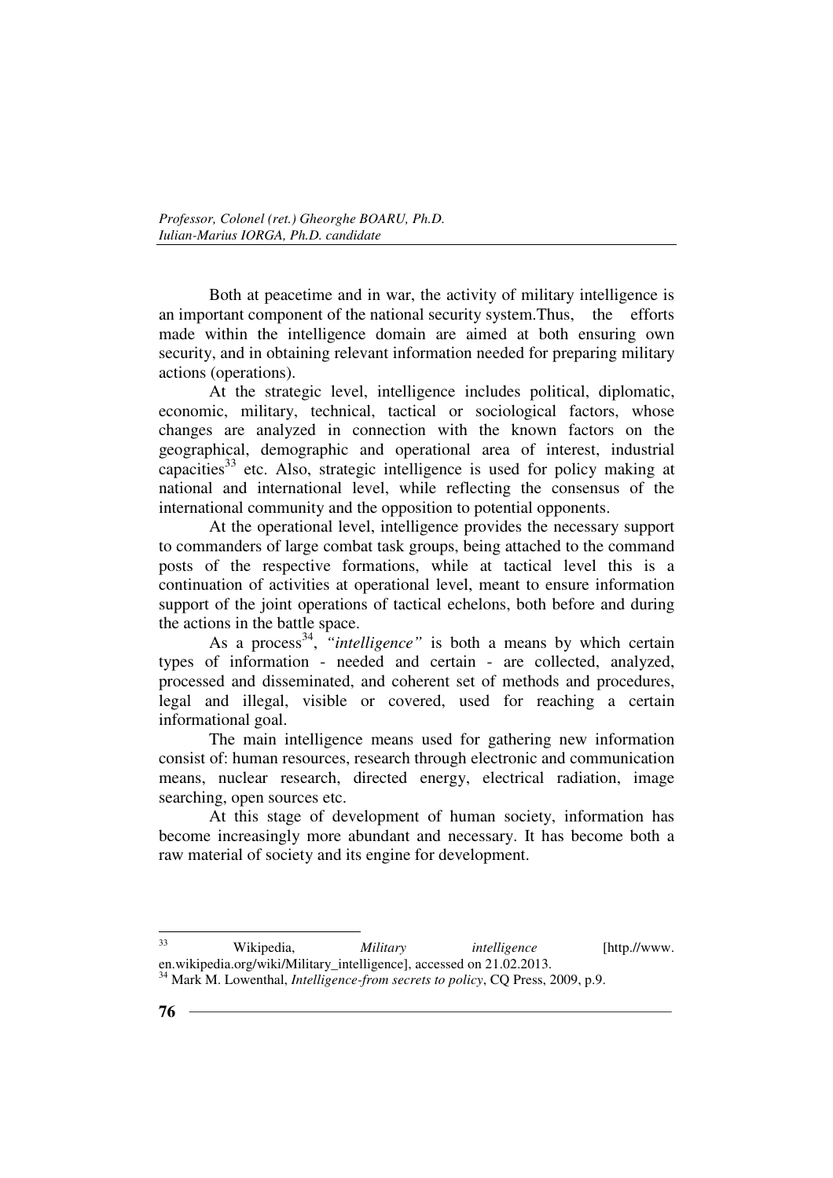Both at peacetime and in war, the activity of military intelligence is an important component of the national security system.Thus, the efforts made within the intelligence domain are aimed at both ensuring own security, and in obtaining relevant information needed for preparing military actions (operations).

At the strategic level, intelligence includes political, diplomatic, economic, military, technical, tactical or sociological factors, whose changes are analyzed in connection with the known factors on the geographical, demographic and operational area of interest, industrial capacities[33] etc. Also, strategic intelligence is used for policy making at national and international level, while reflecting the consensus of the international community and the opposition to potential opponents.

At the operational level, intelligence provides the necessary support to commanders of large combat task groups, being attached to the command posts of the respective formations, while at tactical level this is a continuation of activities at operational level, meant to ensure information support of the joint operations of tactical echelons, both before and during the actions in the battle space.

As a process[34], *"intelligence"* is both a means by which certain types of information - needed and certain - are collected, analyzed, processed and disseminated, and coherent set of methods and procedures, legal and illegal, visible or covered, used for reaching a certain informational goal.

The main intelligence means used for gathering new information consist of: human resources, research through electronic and communication means, nuclear research, directed energy, electrical radiation, image searching, open sources etc.

At this stage of development of human society, information has become increasingly more abundant and necessary. It has become both a raw material of society and its engine for development.

---

[33] Wikipedia, *Military intelligence* [http.//www.en.wikipedia.org/wiki/Military_intelligence], accessed on 21.02.2013.

[34] Mark M. Lowenthal, *Intelligence-from secrets to policy*, CQ Press, 2009, p.9.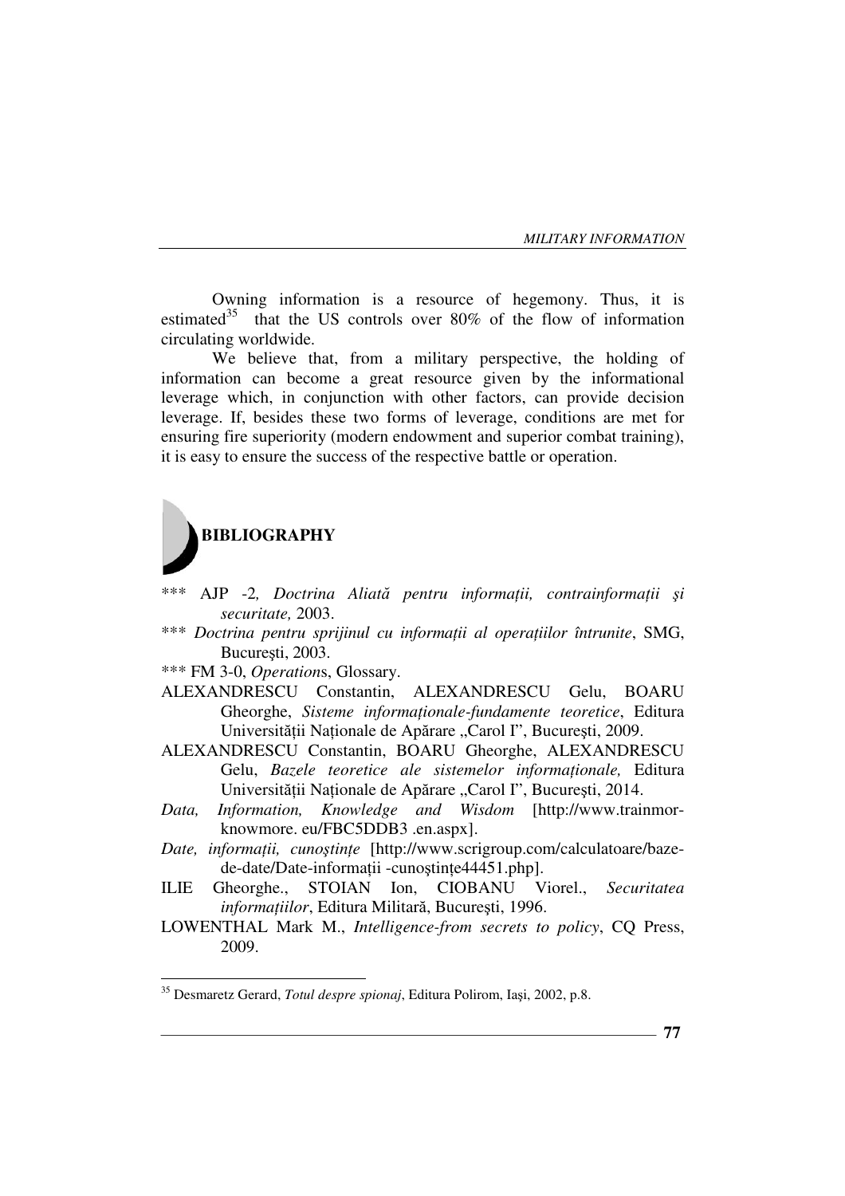Owning information is a resource of hegemony. Thus, it is estimated[35] that the US controls over 80% of the flow of information circulating worldwide.

We believe that, from a military perspective, the holding of information can become a great resource given by the informational leverage which, in conjunction with other factors, can provide decision leverage. If, besides these two forms of leverage, conditions are met for ensuring fire superiority (modern endowment and superior combat training), it is easy to ensure the success of the respective battle or operation.

## BIBLIOGRAPHY

*** AJP -2*, Doctrina Aliată pentru informații, contrainformații şi securitate,* 2003.

*** *Doctrina pentru sprijinul cu informații al operațiilor întrunite*, SMG, Bucureşti, 2003.

*** FM 3-0, *Operation*s, Glossary.

ALEXANDRESCU Constantin, ALEXANDRESCU Gelu, BOARU Gheorghe, *Sisteme informaționale-fundamente teoretice*, Editura Universității Naționale de Apărare „Carol I", Bucureşti, 2009.

ALEXANDRESCU Constantin, BOARU Gheorghe, ALEXANDRESCU Gelu, *Bazele teoretice ale sistemelor informaționale,* Editura Universității Naționale de Apărare „Carol I", Bucureşti, 2014.

*Data, Information, Knowledge and Wisdom* [http://www.trainmor-knowmore. eu/FBC5DDB3 .en.aspx].

*Date, informații, cunoştințe* [http://www.scrigroup.com/calculatoare/baze-de-date/Date-informații -cunoştințe44451.php].

ILIE Gheorghe., STOIAN Ion, CIOBANU Viorel., *Securitatea informațiilor*, Editura Militară, Bucureşti, 1996.

LOWENTHAL Mark M., *Intelligence-from secrets to policy*, CQ Press, 2009.

---

[35] Desmaretz Gerard, *Totul despre spionaj*, Editura Polirom, Iaşi, 2002, p.8.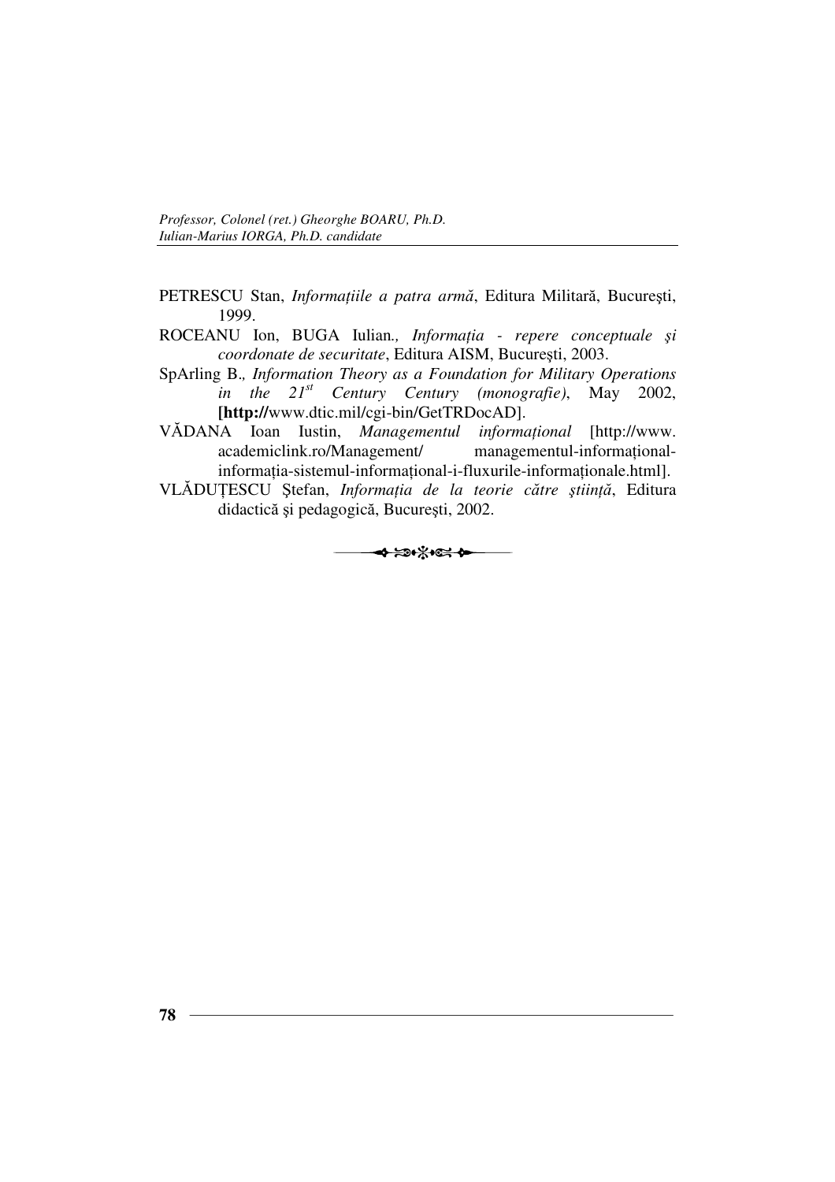PETRESCU Stan, *Informațiile a patra armă*, Editura Militară, București, 1999.

ROCEANU Ion, BUGA Iulian., *Informația - repere conceptuale și coordonate de securitate*, Editura AISM, București, 2003.

SpArling B., *Information Theory as a Foundation for Military Operations in the 21st Century Century (monografie)*, May 2002, **[http://**www.dtic.mil/cgi-bin/GetTRDocAD].

VĂDANA Ioan Iustin, *Managementul informațional* [http://www.academiclink.ro/Management/ managementul-informațional-informația-sistemul-informațional-i-fluxurile-informaționale.html].

VLĂDUȚESCU Ștefan, *Informația de la teorie către știință*, Editura didactică și pedagogică, București, 2002.